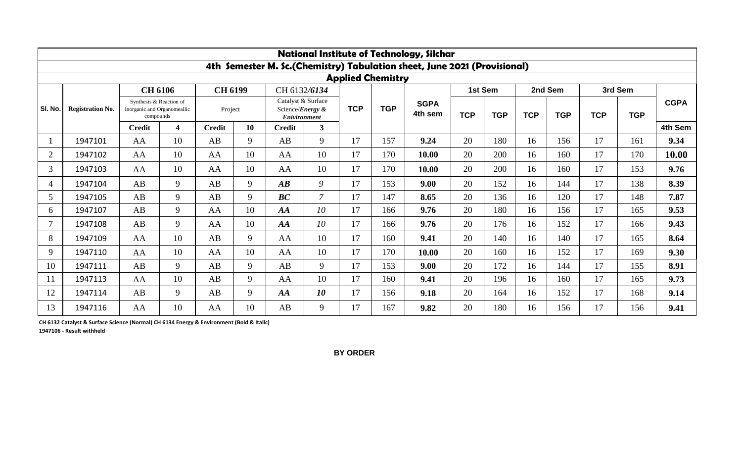# National Institute of Technology, Silchar

## 4th Semester M. Sc.(Chemistry) Tabulation sheet, June 2021 (Provisional)

### Applied Chemistry

| Sl. No. | Registration No. | CH 6106 | | CH 6199 | | CH 6132/*6134* | | TCP | TGP | SGPA 4th sem | 1st Sem | | 2nd Sem | | 3rd Sem | | CGPA |
|---|---|---|---|---|---|---|---|---|---|---|---|---|---|---|---|---|---|
| | | Synthesis & Reaction of Inorganic and Organomeallic compounds | | Project | | Catalyst & Surface Science/***Energy & Enivironment*** | | | | | TCP | TGP | TCP | TGP | TCP | TGP | |
| | | Credit | 4 | Credit | 10 | Credit | 3 | | | | | | | | | | 4th Sem |
| 1 | 1947101 | AA | 10 | AB | 9 | AB | 9 | 17 | 157 | **9.24** | 20 | 180 | 16 | 156 | 17 | 161 | **9.34** |
| 2 | 1947102 | AA | 10 | AA | 10 | AA | 10 | 17 | 170 | **10.00** | 20 | 200 | 16 | 160 | 17 | 170 | **10.00** |
| 3 | 1947103 | AA | 10 | AA | 10 | AA | 10 | 17 | 170 | **10.00** | 20 | 200 | 16 | 160 | 17 | 153 | **9.76** |
| 4 | 1947104 | AB | 9 | AB | 9 | ***AB*** | *9* | 17 | 153 | **9.00** | 20 | 152 | 16 | 144 | 17 | 138 | **8.39** |
| 5 | 1947105 | AB | 9 | AB | 9 | ***BC*** | *7* | 17 | 147 | **8.65** | 20 | 136 | 16 | 120 | 17 | 148 | **7.87** |
| 6 | 1947107 | AB | 9 | AA | 10 | ***AA*** | *10* | 17 | 166 | **9.76** | 20 | 180 | 16 | 156 | 17 | 165 | **9.53** |
| 7 | 1947108 | AB | 9 | AA | 10 | ***AA*** | *10* | 17 | 166 | **9.76** | 20 | 176 | 16 | 152 | 17 | 166 | **9.43** |
| 8 | 1947109 | AA | 10 | AB | 9 | AA | 10 | 17 | 160 | **9.41** | 20 | 140 | 16 | 140 | 17 | 165 | **8.64** |
| 9 | 1947110 | AA | 10 | AA | 10 | AA | 10 | 17 | 170 | **10.00** | 20 | 160 | 16 | 152 | 17 | 169 | **9.30** |
| 10 | 1947111 | AB | 9 | AB | 9 | AB | 9 | 17 | 153 | **9.00** | 20 | 172 | 16 | 144 | 17 | 155 | **8.91** |
| 11 | 1947113 | AA | 10 | AB | 9 | AA | 10 | 17 | 160 | **9.41** | 20 | 196 | 16 | 160 | 17 | 165 | **9.73** |
| 12 | 1947114 | AB | 9 | AB | 9 | ***AA*** | ***10*** | 17 | 156 | **9.18** | 20 | 164 | 16 | 152 | 17 | 168 | **9.14** |
| 13 | 1947116 | AA | 10 | AA | 10 | AB | 9 | 17 | 167 | **9.82** | 20 | 180 | 16 | 156 | 17 | 156 | **9.41** |

**CH 6132 Catalyst & Surface Science (Normal) CH 6134 Energy & Environment (Bold & Italic)**

**1947106 - Result withheld**

**BY ORDER**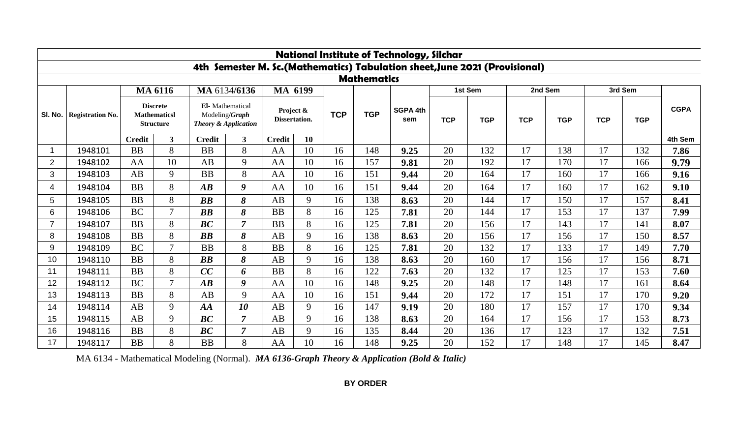# National Institute of Technology, Silchar

## 4th Semester M. Sc.(Mathematics) Tabulation sheet,June 2021 (Provisional)

### Mathematics

| Sl. No. | Registration No. | MA 6116 Discrete Mathematicsl Structure | | MA 6134/***6136*** El- Mathematical Modeling/***Graph Theory & Application*** | | MA 6199 Project & Dissertation. | | TCP | TGP | SGPA 4th sem | 1st Sem | | 2nd Sem | | 3rd Sem | | CGPA |
|---|---|---|---|---|---|---|---|---|---|---|---|---|---|---|---|---|---|
| | | Credit | 3 | Credit | 3 | Credit | 10 | | | | TCP | TGP | TCP | TGP | TCP | TGP | 4th Sem |
| 1 | 1948101 | BB | 8 | BB | 8 | AA | 10 | 16 | 148 | **9.25** | 20 | 132 | 17 | 138 | 17 | 132 | **7.86** |
| 2 | 1948102 | AA | 10 | AB | 9 | AA | 10 | 16 | 157 | **9.81** | 20 | 192 | 17 | 170 | 17 | 166 | **9.79** |
| 3 | 1948103 | AB | 9 | BB | 8 | AA | 10 | 16 | 151 | **9.44** | 20 | 164 | 17 | 160 | 17 | 166 | **9.16** |
| 4 | 1948104 | BB | 8 | ***AB*** | ***9*** | AA | 10 | 16 | 151 | **9.44** | 20 | 164 | 17 | 160 | 17 | 162 | **9.10** |
| 5 | 1948105 | BB | 8 | ***BB*** | ***8*** | AB | 9 | 16 | 138 | **8.63** | 20 | 144 | 17 | 150 | 17 | 157 | **8.41** |
| 6 | 1948106 | BC | 7 | ***BB*** | ***8*** | BB | 8 | 16 | 125 | **7.81** | 20 | 144 | 17 | 153 | 17 | 137 | **7.99** |
| 7 | 1948107 | BB | 8 | ***BC*** | ***7*** | BB | 8 | 16 | 125 | **7.81** | 20 | 156 | 17 | 143 | 17 | 141 | **8.07** |
| 8 | 1948108 | BB | 8 | ***BB*** | ***8*** | AB | 9 | 16 | 138 | **8.63** | 20 | 156 | 17 | 156 | 17 | 150 | **8.57** |
| 9 | 1948109 | BC | 7 | BB | 8 | BB | 8 | 16 | 125 | **7.81** | 20 | 132 | 17 | 133 | 17 | 149 | **7.70** |
| 10 | 1948110 | BB | 8 | ***BB*** | ***8*** | AB | 9 | 16 | 138 | **8.63** | 20 | 160 | 17 | 156 | 17 | 156 | **8.71** |
| 11 | 1948111 | BB | 8 | ***CC*** | ***6*** | BB | 8 | 16 | 122 | **7.63** | 20 | 132 | 17 | 125 | 17 | 153 | **7.60** |
| 12 | 1948112 | BC | 7 | ***AB*** | ***9*** | AA | 10 | 16 | 148 | **9.25** | 20 | 148 | 17 | 148 | 17 | 161 | **8.64** |
| 13 | 1948113 | BB | 8 | AB | 9 | AA | 10 | 16 | 151 | **9.44** | 20 | 172 | 17 | 151 | 17 | 170 | **9.20** |
| 14 | 1948114 | AB | 9 | ***AA*** | ***10*** | AB | 9 | 16 | 147 | **9.19** | 20 | 180 | 17 | 157 | 17 | 170 | **9.34** |
| 15 | 1948115 | AB | 9 | ***BC*** | ***7*** | AB | 9 | 16 | 138 | **8.63** | 20 | 164 | 17 | 156 | 17 | 153 | **8.73** |
| 16 | 1948116 | BB | 8 | ***BC*** | ***7*** | AB | 9 | 16 | 135 | **8.44** | 20 | 136 | 17 | 123 | 17 | 132 | **7.51** |
| 17 | 1948117 | BB | 8 | BB | 8 | AA | 10 | 16 | 148 | **9.25** | 20 | 152 | 17 | 148 | 17 | 145 | **8.47** |

MA 6134 - Mathematical Modeling (Normal). ***MA 6136-Graph Theory & Application (Bold & Italic)***

**BY ORDER**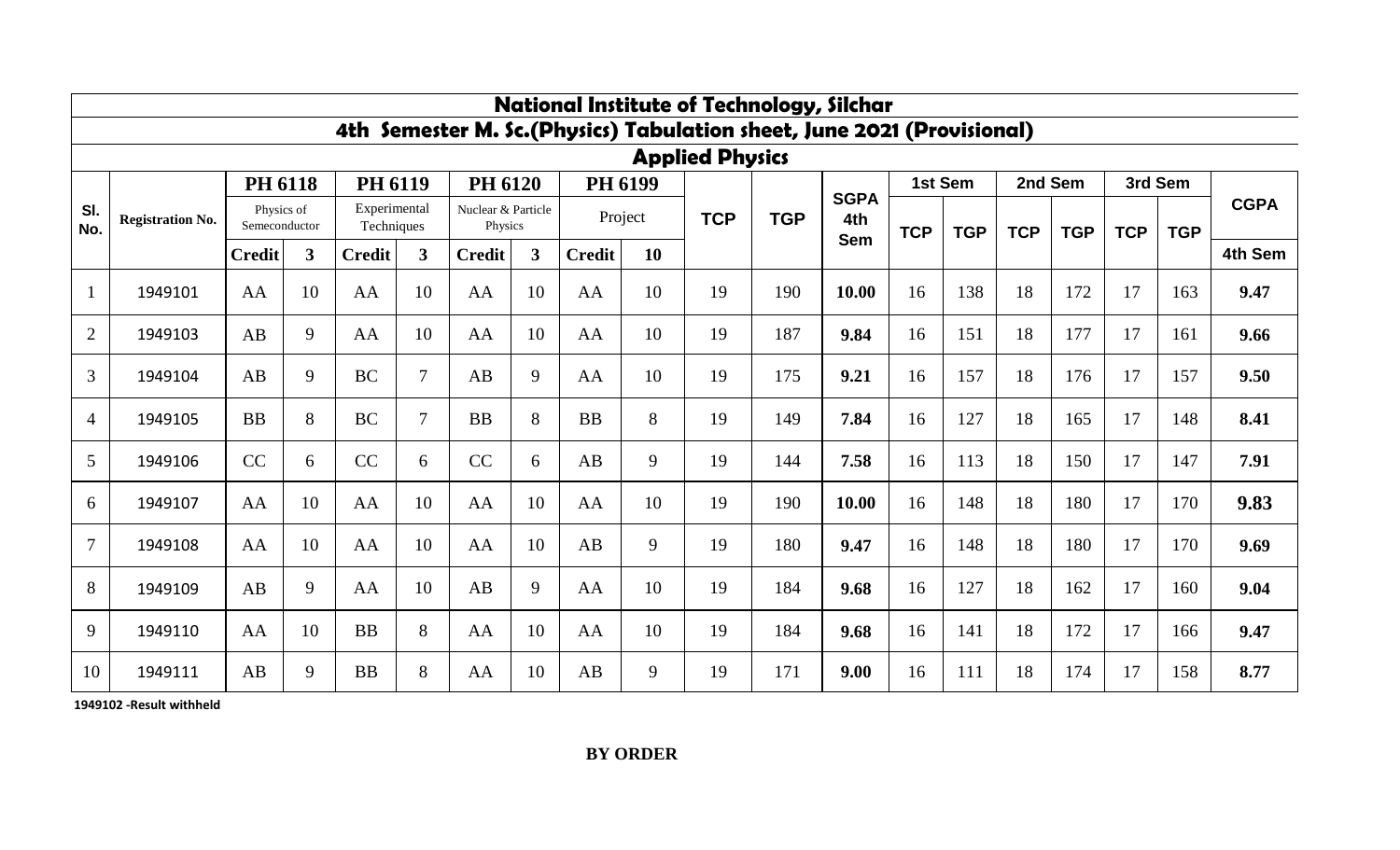# National Institute of Technology, Silchar

## 4th Semester M. Sc.(Physics) Tabulation sheet, June 2021 (Provisional)

### Applied Physics

| Sl. No. | Registration No. | PH 6118 Physics of Semeconductor | | PH 6119 Experimental Techniques | | PH 6120 Nuclear & Particle Physics | | PH 6199 Project | | TCP | TGP | SGPA 4th Sem | 1st Sem | | 2nd Sem | | 3rd Sem | | CGPA |
|---|---|---|---|---|---|---|---|---|---|---|---|---|---|---|---|---|---|---|---|
| | | Credit | 3 | Credit | 3 | Credit | 3 | Credit | 10 | | | | TCP | TGP | TCP | TGP | TCP | TGP | 4th Sem |
| 1 | 1949101 | AA | 10 | AA | 10 | AA | 10 | AA | 10 | 19 | 190 | **10.00** | 16 | 138 | 18 | 172 | 17 | 163 | **9.47** |
| 2 | 1949103 | AB | 9 | AA | 10 | AA | 10 | AA | 10 | 19 | 187 | **9.84** | 16 | 151 | 18 | 177 | 17 | 161 | **9.66** |
| 3 | 1949104 | AB | 9 | BC | 7 | AB | 9 | AA | 10 | 19 | 175 | **9.21** | 16 | 157 | 18 | 176 | 17 | 157 | **9.50** |
| 4 | 1949105 | BB | 8 | BC | 7 | BB | 8 | BB | 8 | 19 | 149 | **7.84** | 16 | 127 | 18 | 165 | 17 | 148 | **8.41** |
| 5 | 1949106 | CC | 6 | CC | 6 | CC | 6 | AB | 9 | 19 | 144 | **7.58** | 16 | 113 | 18 | 150 | 17 | 147 | **7.91** |
| 6 | 1949107 | AA | 10 | AA | 10 | AA | 10 | AA | 10 | 19 | 190 | **10.00** | 16 | 148 | 18 | 180 | 17 | 170 | **9.83** |
| 7 | 1949108 | AA | 10 | AA | 10 | AA | 10 | AB | 9 | 19 | 180 | **9.47** | 16 | 148 | 18 | 180 | 17 | 170 | **9.69** |
| 8 | 1949109 | AB | 9 | AA | 10 | AB | 9 | AA | 10 | 19 | 184 | **9.68** | 16 | 127 | 18 | 162 | 17 | 160 | **9.04** |
| 9 | 1949110 | AA | 10 | BB | 8 | AA | 10 | AA | 10 | 19 | 184 | **9.68** | 16 | 141 | 18 | 172 | 17 | 166 | **9.47** |
| 10 | 1949111 | AB | 9 | BB | 8 | AA | 10 | AB | 9 | 19 | 171 | **9.00** | 16 | 111 | 18 | 174 | 17 | 158 | **8.77** |

**1949102 -Result withheld**

**BY ORDER**